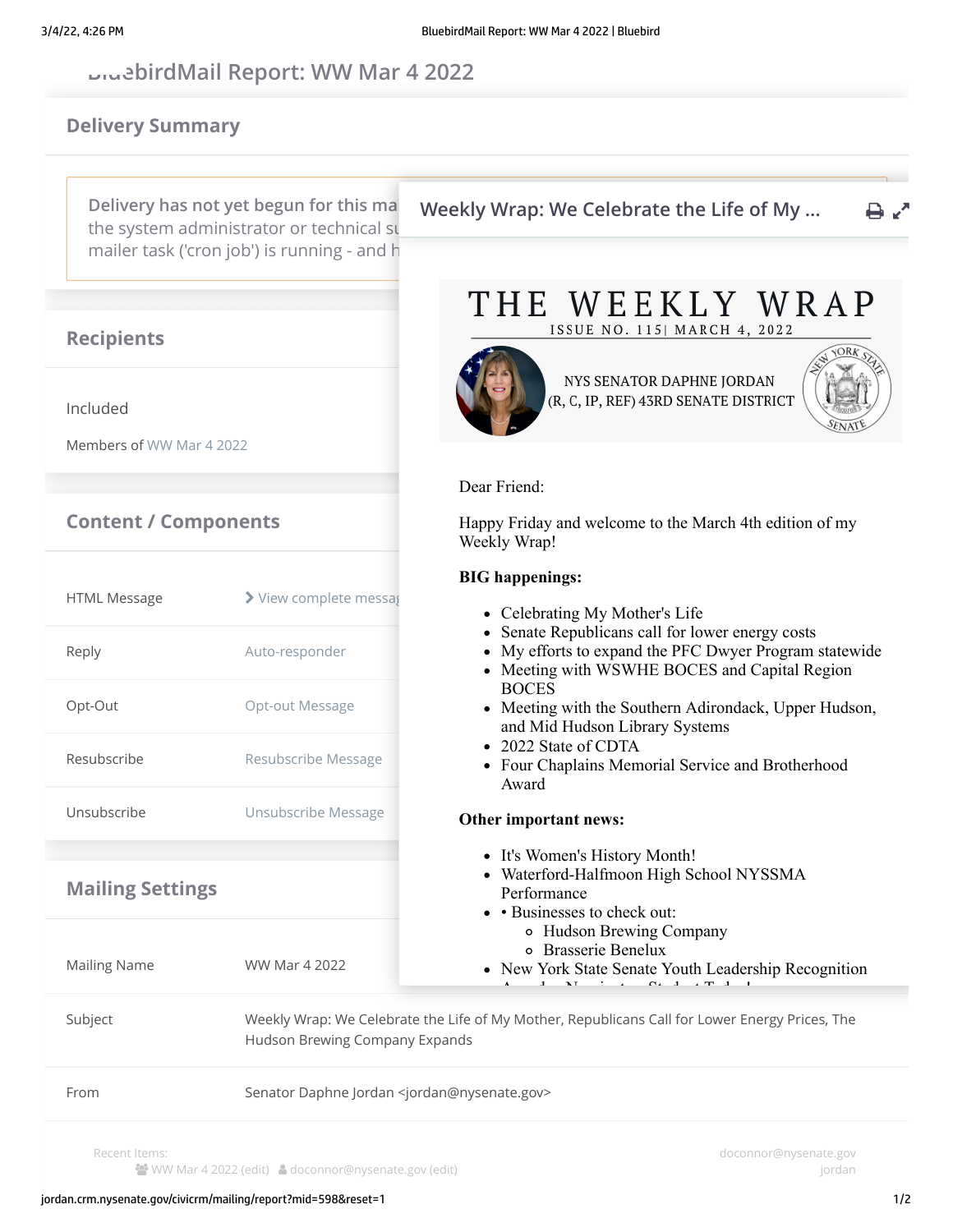# BluebirdMail Report: WW Mar 4 2022

## Delivery Summary

Delivery has not yet begun for this ma... the system administrator or technical su... mailer task ('cron job') is running - and h...

## Weekly Wrap: We Celebrate the Life of My ...

# THE WEEKLY WRAP

ISSUE NO. 115| MARCH 4, 2022

NYS SENATOR DAPHNE JORDAN
(R, C, IP, REF) 43RD SENATE DISTRICT

Dear Friend:

Happy Friday and welcome to the March 4th edition of my Weekly Wrap!

**BIG happenings:**

- Celebrating My Mother's Life
- Senate Republicans call for lower energy costs
- My efforts to expand the PFC Dwyer Program statewide
- Meeting with WSWHE BOCES and Capital Region BOCES
- Meeting with the Southern Adirondack, Upper Hudson, and Mid Hudson Library Systems
- 2022 State of CDTA
- Four Chaplains Memorial Service and Brotherhood Award

**Other important news:**

- It's Women's History Month!
- Waterford-Halfmoon High School NYSSMA Performance
- • Businesses to check out:
  - Hudson Brewing Company
  - Brasserie Benelux
- New York State Senate Youth Leadership Recognition

## Recipients

Included

Members of WW Mar 4 2022

## Content / Components

| | |
|---|---|
| HTML Message | > View complete messag... |
| Reply | Auto-responder |
| Opt-Out | Opt-out Message |
| Resubscribe | Resubscribe Message |
| Unsubscribe | Unsubscribe Message |

## Mailing Settings

| | |
|---|---|
| Mailing Name | WW Mar 4 2022 |
| Subject | Weekly Wrap: We Celebrate the Life of My Mother, Republicans Call for Lower Energy Prices, The Hudson Brewing Company Expands |
| From | Senator Daphne Jordan <jordan@nysenate.gov> |

Recent Items:
WW Mar 4 2022 (edit) doconnor@nysenate.gov (edit)

doconnor@nysenate.gov
jordan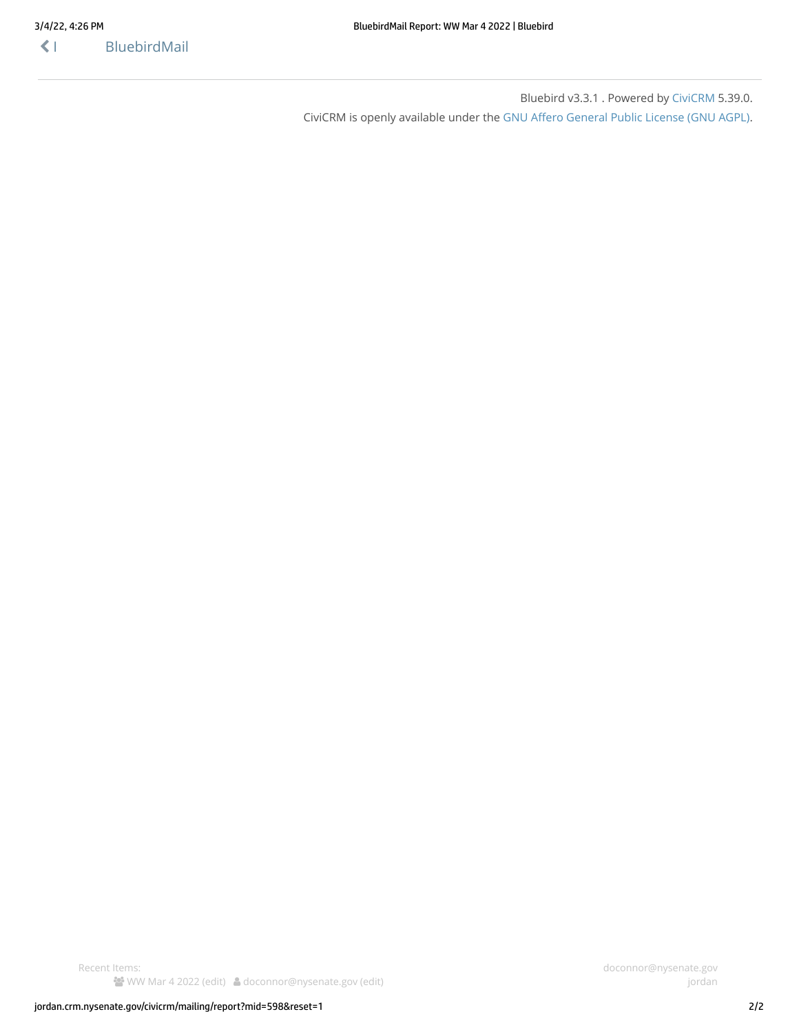BluebirdMail

Bluebird v3.3.1 . Powered by CiviCRM 5.39.0.

CiviCRM is openly available under the GNU Affero General Public License (GNU AGPL).

Recent Items:

WW Mar 4 2022 (edit) doconnor@nysenate.gov (edit)

doconnor@nysenate.gov

jordan